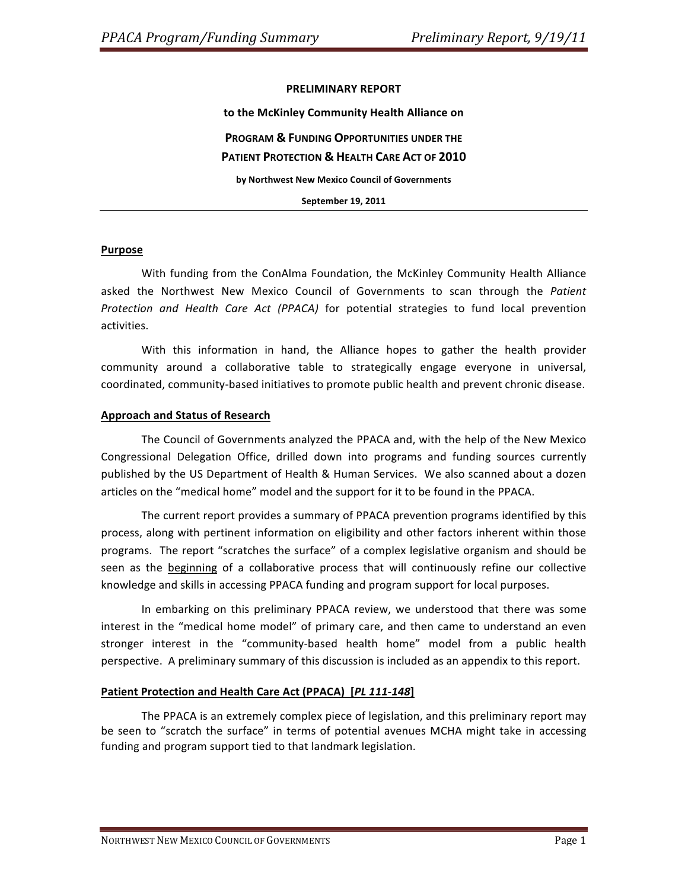**PRELIMINARY REPORT**

**to the McKinley Community Health Alliance on**

**PROGRAM & FUNDING OPPORTUNITIES UNDER THE PATIENT PROTECTION & HEALTH CARE ACT OF 2010**

**by Northwest New Mexico Council of Governments**

**September 19, 2011**

---

## Purpose

With funding from the ConAlma Foundation, the McKinley Community Health Alliance asked the Northwest New Mexico Council of Governments to scan through the *Patient Protection and Health Care Act (PPACA)* for potential strategies to fund local prevention activities.

With this information in hand, the Alliance hopes to gather the health provider community around a collaborative table to strategically engage everyone in universal, coordinated, community-based initiatives to promote public health and prevent chronic disease.

## Approach and Status of Research

The Council of Governments analyzed the PPACA and, with the help of the New Mexico Congressional Delegation Office, drilled down into programs and funding sources currently published by the US Department of Health & Human Services. We also scanned about a dozen articles on the "medical home" model and the support for it to be found in the PPACA.

The current report provides a summary of PPACA prevention programs identified by this process, along with pertinent information on eligibility and other factors inherent within those programs. The report "scratches the surface" of a complex legislative organism and should be seen as the beginning of a collaborative process that will continuously refine our collective knowledge and skills in accessing PPACA funding and program support for local purposes.

In embarking on this preliminary PPACA review, we understood that there was some interest in the "medical home model" of primary care, and then came to understand an even stronger interest in the "community-based health home" model from a public health perspective. A preliminary summary of this discussion is included as an appendix to this report.

## Patient Protection and Health Care Act (PPACA) [*PL 111-148*]

The PPACA is an extremely complex piece of legislation, and this preliminary report may be seen to "scratch the surface" in terms of potential avenues MCHA might take in accessing funding and program support tied to that landmark legislation.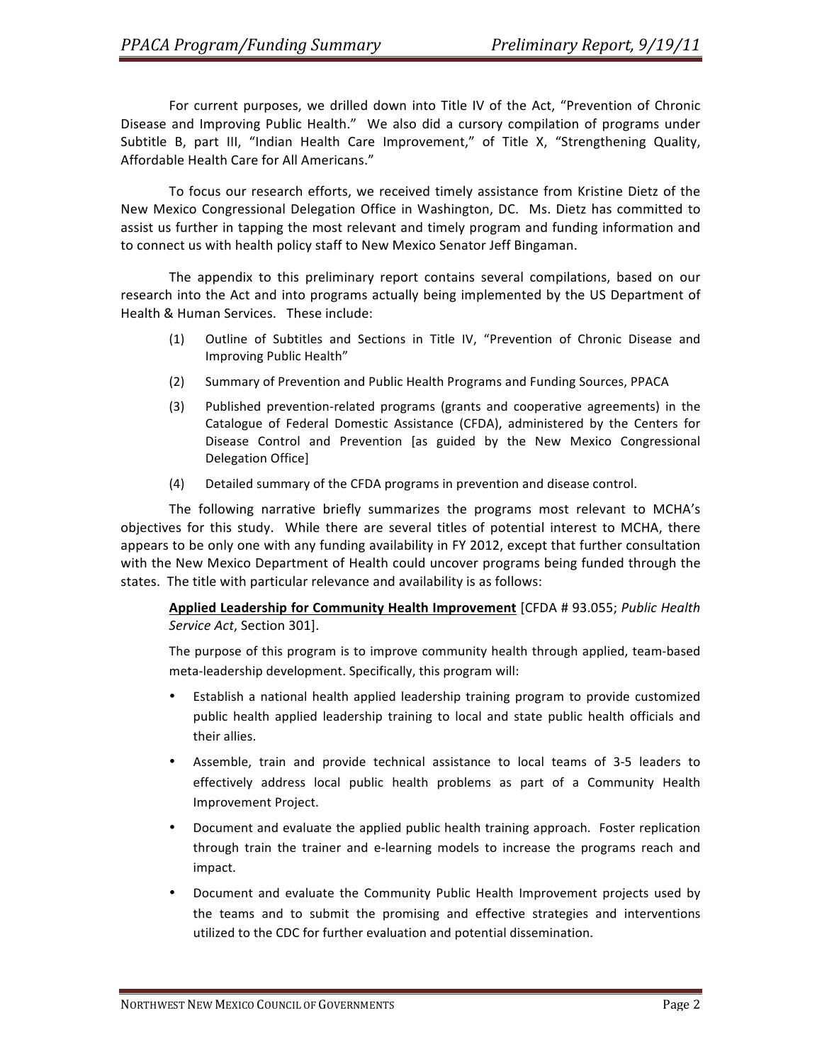For current purposes, we drilled down into Title IV of the Act, "Prevention of Chronic Disease and Improving Public Health." We also did a cursory compilation of programs under Subtitle B, part III, "Indian Health Care Improvement," of Title X, "Strengthening Quality, Affordable Health Care for All Americans."

To focus our research efforts, we received timely assistance from Kristine Dietz of the New Mexico Congressional Delegation Office in Washington, DC. Ms. Dietz has committed to assist us further in tapping the most relevant and timely program and funding information and to connect us with health policy staff to New Mexico Senator Jeff Bingaman.

The appendix to this preliminary report contains several compilations, based on our research into the Act and into programs actually being implemented by the US Department of Health & Human Services. These include:

(1) Outline of Subtitles and Sections in Title IV, "Prevention of Chronic Disease and Improving Public Health"

(2) Summary of Prevention and Public Health Programs and Funding Sources, PPACA

(3) Published prevention-related programs (grants and cooperative agreements) in the Catalogue of Federal Domestic Assistance (CFDA), administered by the Centers for Disease Control and Prevention [as guided by the New Mexico Congressional Delegation Office]

(4) Detailed summary of the CFDA programs in prevention and disease control.

The following narrative briefly summarizes the programs most relevant to MCHA's objectives for this study. While there are several titles of potential interest to MCHA, there appears to be only one with any funding availability in FY 2012, except that further consultation with the New Mexico Department of Health could uncover programs being funded through the states. The title with particular relevance and availability is as follows:

**Applied Leadership for Community Health Improvement** [CFDA # 93.055; *Public Health Service Act*, Section 301].

The purpose of this program is to improve community health through applied, team-based meta-leadership development. Specifically, this program will:

- Establish a national health applied leadership training program to provide customized public health applied leadership training to local and state public health officials and their allies.
- Assemble, train and provide technical assistance to local teams of 3-5 leaders to effectively address local public health problems as part of a Community Health Improvement Project.
- Document and evaluate the applied public health training approach. Foster replication through train the trainer and e-learning models to increase the programs reach and impact.
- Document and evaluate the Community Public Health Improvement projects used by the teams and to submit the promising and effective strategies and interventions utilized to the CDC for further evaluation and potential dissemination.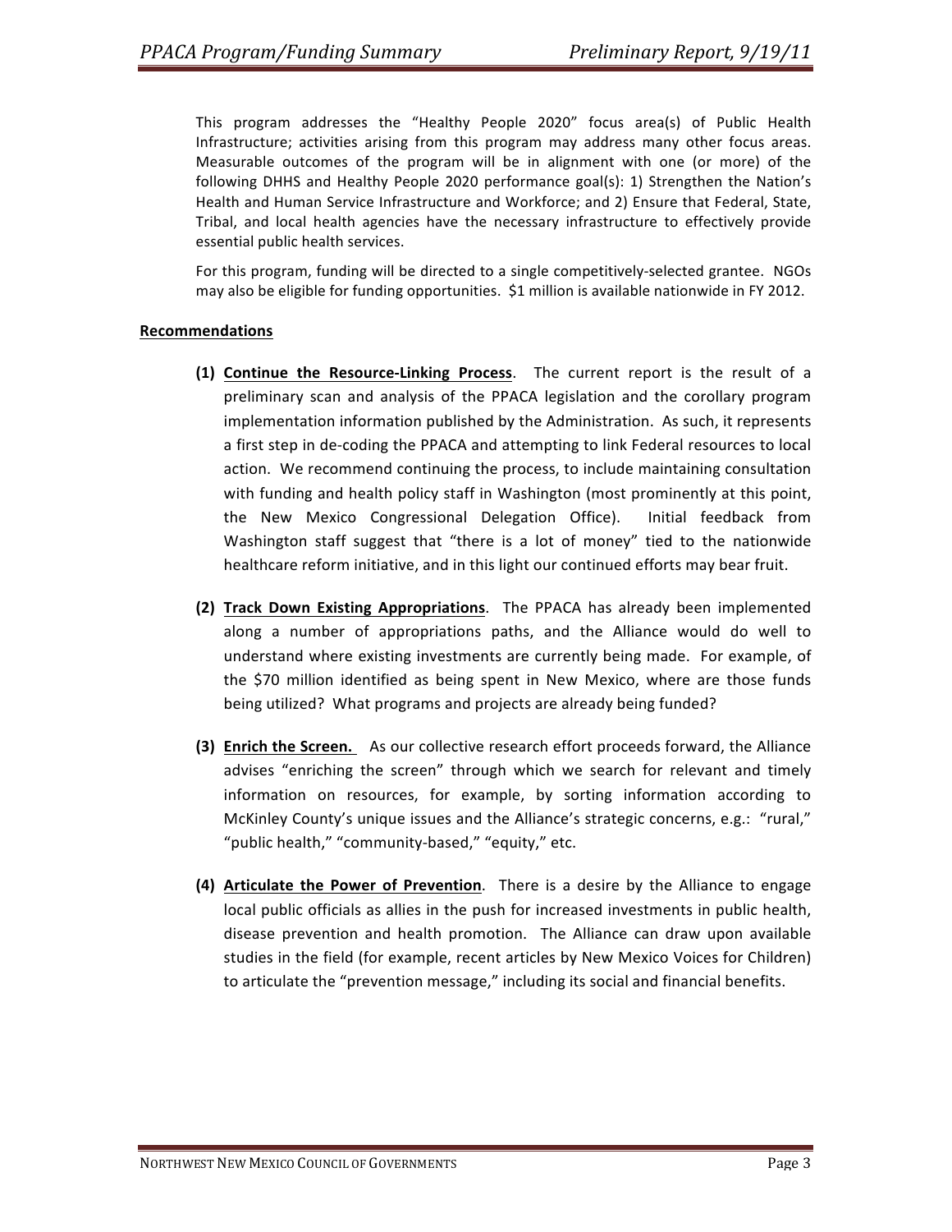This program addresses the "Healthy People 2020" focus area(s) of Public Health Infrastructure; activities arising from this program may address many other focus areas. Measurable outcomes of the program will be in alignment with one (or more) of the following DHHS and Healthy People 2020 performance goal(s): 1) Strengthen the Nation's Health and Human Service Infrastructure and Workforce; and 2) Ensure that Federal, State, Tribal, and local health agencies have the necessary infrastructure to effectively provide essential public health services.

For this program, funding will be directed to a single competitively-selected grantee. NGOs may also be eligible for funding opportunities. $1 million is available nationwide in FY 2012.

**Recommendations**

**(1) Continue the Resource-Linking Process**. The current report is the result of a preliminary scan and analysis of the PPACA legislation and the corollary program implementation information published by the Administration. As such, it represents a first step in de-coding the PPACA and attempting to link Federal resources to local action. We recommend continuing the process, to include maintaining consultation with funding and health policy staff in Washington (most prominently at this point, the New Mexico Congressional Delegation Office). Initial feedback from Washington staff suggest that "there is a lot of money" tied to the nationwide healthcare reform initiative, and in this light our continued efforts may bear fruit.

**(2) Track Down Existing Appropriations**. The PPACA has already been implemented along a number of appropriations paths, and the Alliance would do well to understand where existing investments are currently being made. For example, of the $70 million identified as being spent in New Mexico, where are those funds being utilized? What programs and projects are already being funded?

**(3) Enrich the Screen.** As our collective research effort proceeds forward, the Alliance advises "enriching the screen" through which we search for relevant and timely information on resources, for example, by sorting information according to McKinley County's unique issues and the Alliance's strategic concerns, e.g.: "rural," "public health," "community-based," "equity," etc.

**(4) Articulate the Power of Prevention**. There is a desire by the Alliance to engage local public officials as allies in the push for increased investments in public health, disease prevention and health promotion. The Alliance can draw upon available studies in the field (for example, recent articles by New Mexico Voices for Children) to articulate the "prevention message," including its social and financial benefits.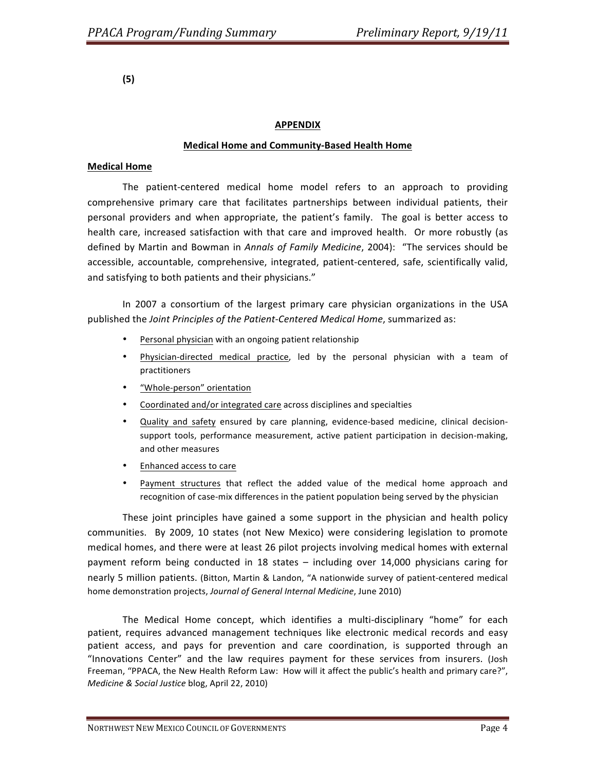**(5)**

## APPENDIX

### Medical Home and Community-Based Health Home

**Medical Home**

The patient-centered medical home model refers to an approach to providing comprehensive primary care that facilitates partnerships between individual patients, their personal providers and when appropriate, the patient's family. The goal is better access to health care, increased satisfaction with that care and improved health. Or more robustly (as defined by Martin and Bowman in *Annals of Family Medicine*, 2004): "The services should be accessible, accountable, comprehensive, integrated, patient-centered, safe, scientifically valid, and satisfying to both patients and their physicians."

In 2007 a consortium of the largest primary care physician organizations in the USA published the *Joint Principles of the Patient-Centered Medical Home*, summarized as:

- Personal physician with an ongoing patient relationship
- Physician-directed medical practice, led by the personal physician with a team of practitioners
- "Whole-person" orientation
- Coordinated and/or integrated care across disciplines and specialties
- Quality and safety ensured by care planning, evidence-based medicine, clinical decision-support tools, performance measurement, active patient participation in decision-making, and other measures
- Enhanced access to care
- Payment structures that reflect the added value of the medical home approach and recognition of case-mix differences in the patient population being served by the physician

These joint principles have gained a some support in the physician and health policy communities. By 2009, 10 states (not New Mexico) were considering legislation to promote medical homes, and there were at least 26 pilot projects involving medical homes with external payment reform being conducted in 18 states – including over 14,000 physicians caring for nearly 5 million patients. (Bitton, Martin & Landon, "A nationwide survey of patient-centered medical home demonstration projects, *Journal of General Internal Medicine*, June 2010)

The Medical Home concept, which identifies a multi-disciplinary "home" for each patient, requires advanced management techniques like electronic medical records and easy patient access, and pays for prevention and care coordination, is supported through an "Innovations Center" and the law requires payment for these services from insurers. (Josh Freeman, "PPACA, the New Health Reform Law: How will it affect the public's health and primary care?", *Medicine & Social Justice* blog, April 22, 2010)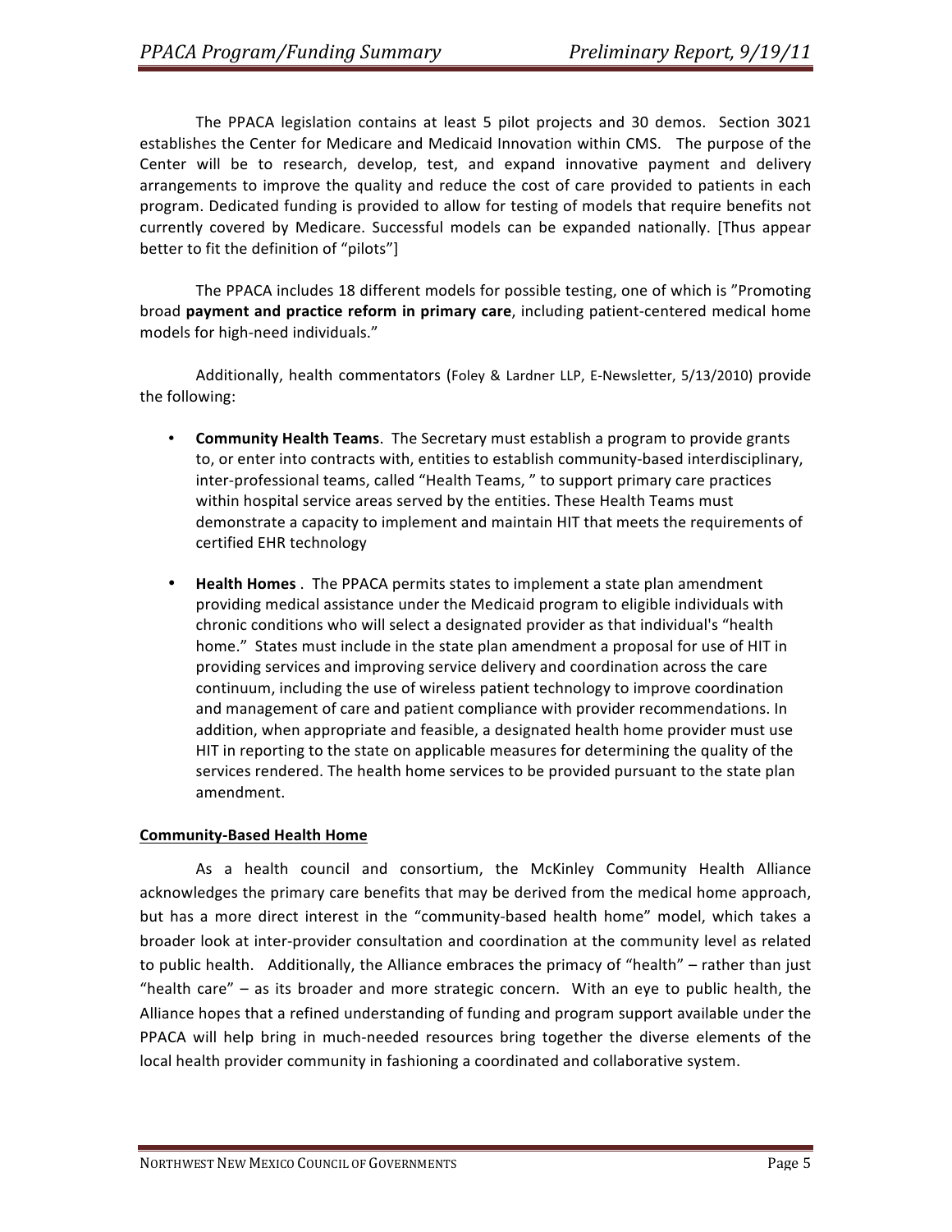The PPACA legislation contains at least 5 pilot projects and 30 demos. Section 3021 establishes the Center for Medicare and Medicaid Innovation within CMS. The purpose of the Center will be to research, develop, test, and expand innovative payment and delivery arrangements to improve the quality and reduce the cost of care provided to patients in each program. Dedicated funding is provided to allow for testing of models that require benefits not currently covered by Medicare. Successful models can be expanded nationally. [Thus appear better to fit the definition of "pilots"]

The PPACA includes 18 different models for possible testing, one of which is "Promoting broad **payment and practice reform in primary care**, including patient-centered medical home models for high-need individuals."

Additionally, health commentators (Foley & Lardner LLP, E-Newsletter, 5/13/2010) provide the following:

- **Community Health Teams**. The Secretary must establish a program to provide grants to, or enter into contracts with, entities to establish community-based interdisciplinary, inter-professional teams, called "Health Teams, " to support primary care practices within hospital service areas served by the entities. These Health Teams must demonstrate a capacity to implement and maintain HIT that meets the requirements of certified EHR technology

- **Health Homes** . The PPACA permits states to implement a state plan amendment providing medical assistance under the Medicaid program to eligible individuals with chronic conditions who will select a designated provider as that individual's "health home." States must include in the state plan amendment a proposal for use of HIT in providing services and improving service delivery and coordination across the care continuum, including the use of wireless patient technology to improve coordination and management of care and patient compliance with provider recommendations. In addition, when appropriate and feasible, a designated health home provider must use HIT in reporting to the state on applicable measures for determining the quality of the services rendered. The health home services to be provided pursuant to the state plan amendment.

**Community-Based Health Home**

As a health council and consortium, the McKinley Community Health Alliance acknowledges the primary care benefits that may be derived from the medical home approach, but has a more direct interest in the "community-based health home" model, which takes a broader look at inter-provider consultation and coordination at the community level as related to public health. Additionally, the Alliance embraces the primacy of "health" – rather than just "health care" – as its broader and more strategic concern. With an eye to public health, the Alliance hopes that a refined understanding of funding and program support available under the PPACA will help bring in much-needed resources bring together the diverse elements of the local health provider community in fashioning a coordinated and collaborative system.